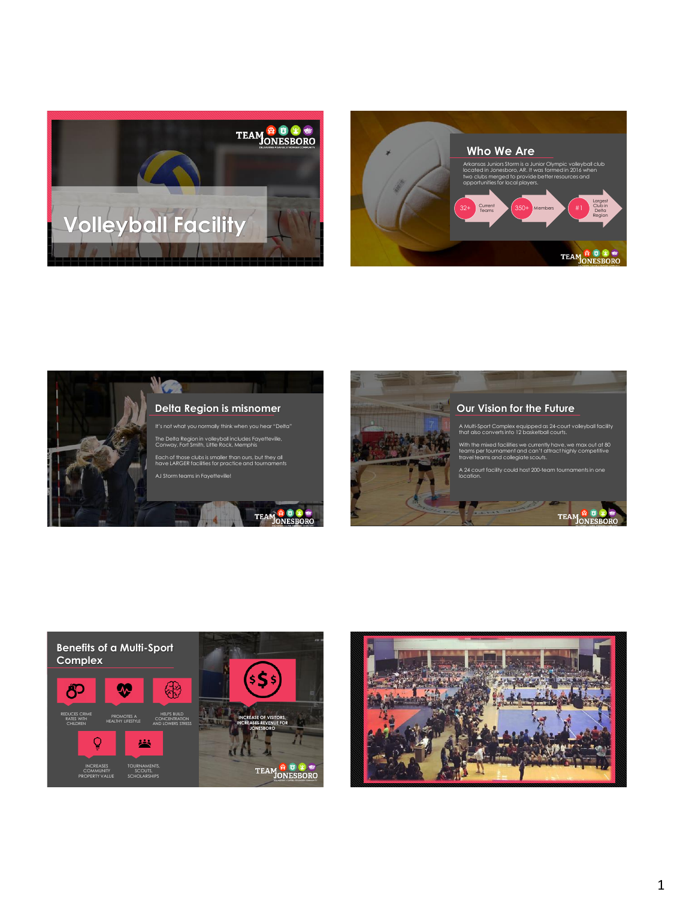# Volleyball Facility

## Who We Are

Arkansas Juniors Storm is a Junior Olympic volleyball club located in Jonesboro, AR. It was formed in 2016 when two clubs merged to provide better resources and opportunities for local players.

- 32+ Current Teams
- 350+ Members
- #1 Largest Club in Delta Region

## Delta Region is misnomer

It's not what you normally think when you hear "Delta"

The Delta Region in volleyball includes Fayetteville, Conway, Fort Smith, Little Rock, Memphis

Each of those clubs is smaller than ours, but they all have LARGER facilities for practice and tournaments

AJ Storm teams in Fayetteville!

## Our Vision for the Future

A Multi-Sport Complex equipped as 24-court volleyball facility that also converts into 12 basketball courts.

With the mixed facilities we currently have, we max out at 80 teams per tournament and can't attract highly competitive travel teams and collegiate scouts.

A 24 court facility could host 200-team tournaments in one location.

## Benefits of a Multi-Sport Complex

- REDUCES CRIME RATES WITH CHILDREN
- PROMOTES A HEALTHY LIFESTYLE
- HELPS BUILD CONCENTRATION AND LOWERS STRESS
- INCREASES COMMUNITY PROPERTY VALUE
- TOURNAMENTS, SCOUTS, SCHOLARSHIPS
- INCREASE OF VISITORS, INCREASES REVENUE FOR JONESBORO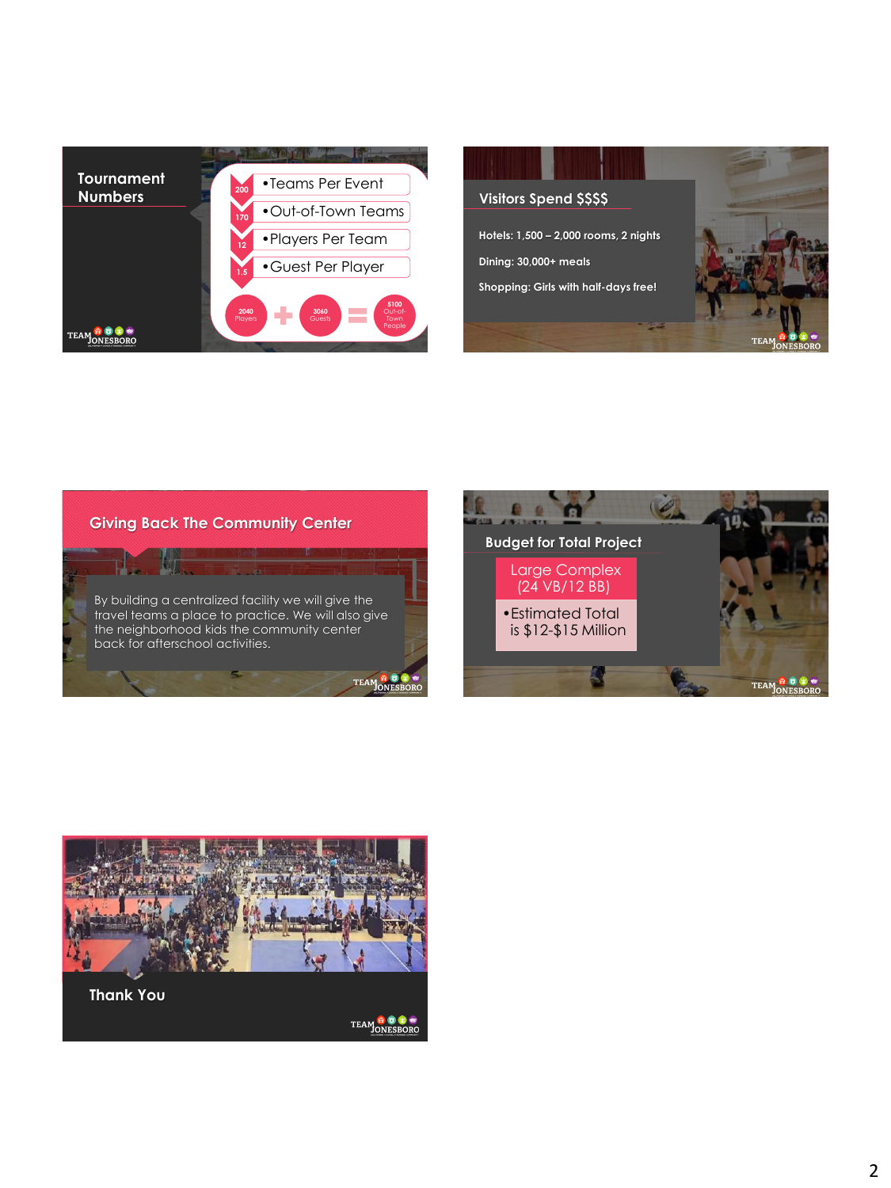## Tournament Numbers

- 200 • Teams Per Event
- 170 • Out-of-Town Teams
- 12 • Players Per Team
- 1.5 • Guest Per Player

2040 Players + 3060 Guests = 5100 Out-of-Town People

TEAM JONESBORO

## Visitors Spend $$$$

Hotels: 1,500 – 2,000 rooms, 2 nights

Dining: 30,000+ meals

Shopping: Girls with half-days free!

TEAM JONESBORO

## Giving Back The Community Center

By building a centralized facility we will give the travel teams a place to practice. We will also give the neighborhood kids the community center back for afterschool activities.

TEAM JONESBORO

## Budget for Total Project

Large Complex (24 VB/12 BB)

- Estimated Total is $12-$15 Million

TEAM JONESBORO

## Thank You

TEAM JONESBORO